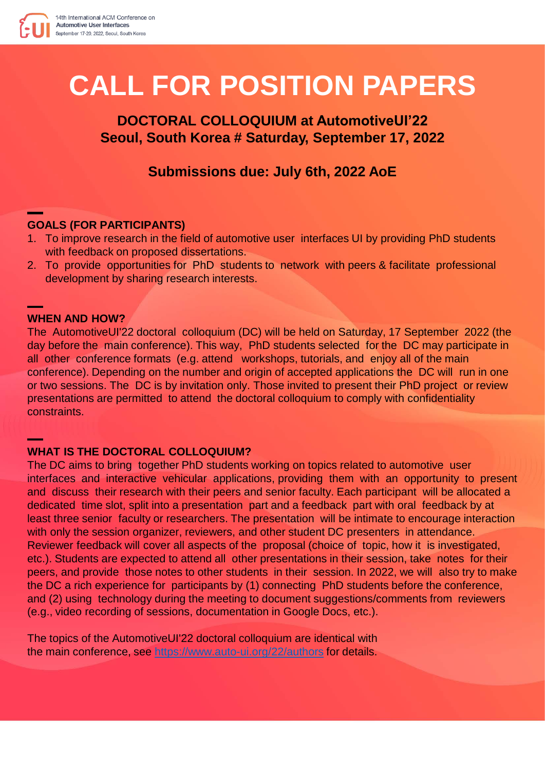14th International ACM Conference on
**Automotive User Interfaces**
September 17-20, 2022, Seoul, South Korea

# CALL FOR POSITION PAPERS

## DOCTORAL COLLOQUIUM at AutomotiveUI'22
## Seoul, South Korea # Saturday, September 17, 2022

## Submissions due: July 6th, 2022 AoE

### GOALS (FOR PARTICIPANTS)

1. To improve research in the field of automotive user interfaces UI by providing PhD students with feedback on proposed dissertations.
2. To provide opportunities for PhD students to network with peers & facilitate professional development by sharing research interests.

### WHEN AND HOW?

The AutomotiveUI'22 doctoral colloquium (DC) will be held on Saturday, 17 September 2022 (the day before the main conference). This way, PhD students selected for the DC may participate in all other conference formats (e.g. attend workshops, tutorials, and enjoy all of the main conference). Depending on the number and origin of accepted applications the DC will run in one or two sessions. The DC is by invitation only. Those invited to present their PhD project or review presentations are permitted to attend the doctoral colloquium to comply with confidentiality constraints.

### WHAT IS THE DOCTORAL COLLOQUIUM?

The DC aims to bring together PhD students working on topics related to automotive user interfaces and interactive vehicular applications, providing them with an opportunity to present and discuss their research with their peers and senior faculty. Each participant will be allocated a dedicated time slot, split into a presentation part and a feedback part with oral feedback by at least three senior faculty or researchers. The presentation will be intimate to encourage interaction with only the session organizer, reviewers, and other student DC presenters in attendance. Reviewer feedback will cover all aspects of the proposal (choice of topic, how it is investigated, etc.). Students are expected to attend all other presentations in their session, take notes for their peers, and provide those notes to other students in their session. In 2022, we will also try to make the DC a rich experience for participants by (1) connecting PhD students before the conference, and (2) using technology during the meeting to document suggestions/comments from reviewers (e.g., video recording of sessions, documentation in Google Docs, etc.).

The topics of the AutomotiveUI'22 doctoral colloquium are identical with the main conference, see https://www.auto-ui.org/22/authors for details.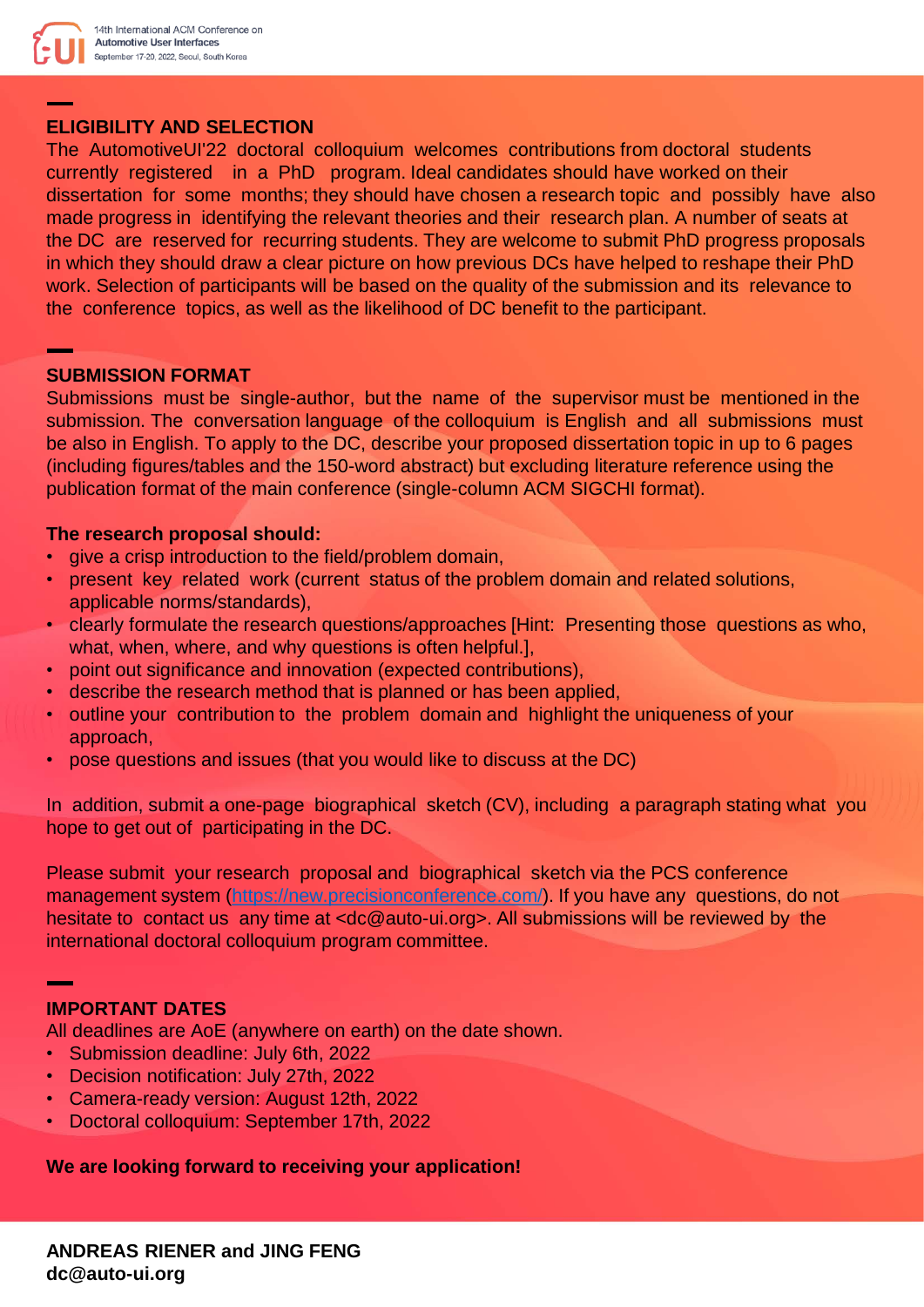## ELIGIBILITY AND SELECTION

The AutomotiveUI'22 doctoral colloquium welcomes contributions from doctoral students currently registered in a PhD program. Ideal candidates should have worked on their dissertation for some months; they should have chosen a research topic and possibly have also made progress in identifying the relevant theories and their research plan. A number of seats at the DC are reserved for recurring students. They are welcome to submit PhD progress proposals in which they should draw a clear picture on how previous DCs have helped to reshape their PhD work. Selection of participants will be based on the quality of the submission and its relevance to the conference topics, as well as the likelihood of DC benefit to the participant.

## SUBMISSION FORMAT

Submissions must be single-author, but the name of the supervisor must be mentioned in the submission. The conversation language of the colloquium is English and all submissions must be also in English. To apply to the DC, describe your proposed dissertation topic in up to 6 pages (including figures/tables and the 150-word abstract) but excluding literature reference using the publication format of the main conference (single-column ACM SIGCHI format).

**The research proposal should:**

- give a crisp introduction to the field/problem domain,
- present key related work (current status of the problem domain and related solutions, applicable norms/standards),
- clearly formulate the research questions/approaches [Hint: Presenting those questions as who, what, when, where, and why questions is often helpful.],
- point out significance and innovation (expected contributions),
- describe the research method that is planned or has been applied,
- outline your contribution to the problem domain and highlight the uniqueness of your approach,
- pose questions and issues (that you would like to discuss at the DC)

In addition, submit a one-page biographical sketch (CV), including a paragraph stating what you hope to get out of participating in the DC.

Please submit your research proposal and biographical sketch via the PCS conference management system (https://new.precisionconference.com/). If you have any questions, do not hesitate to contact us any time at <dc@auto-ui.org>. All submissions will be reviewed by the international doctoral colloquium program committee.

## IMPORTANT DATES

All deadlines are AoE (anywhere on earth) on the date shown.

- Submission deadline: July 6th, 2022
- Decision notification: July 27th, 2022
- Camera-ready version: August 12th, 2022
- Doctoral colloquium: September 17th, 2022

**We are looking forward to receiving your application!**

**ANDREAS RIENER and JING FENG**
**dc@auto-ui.org**